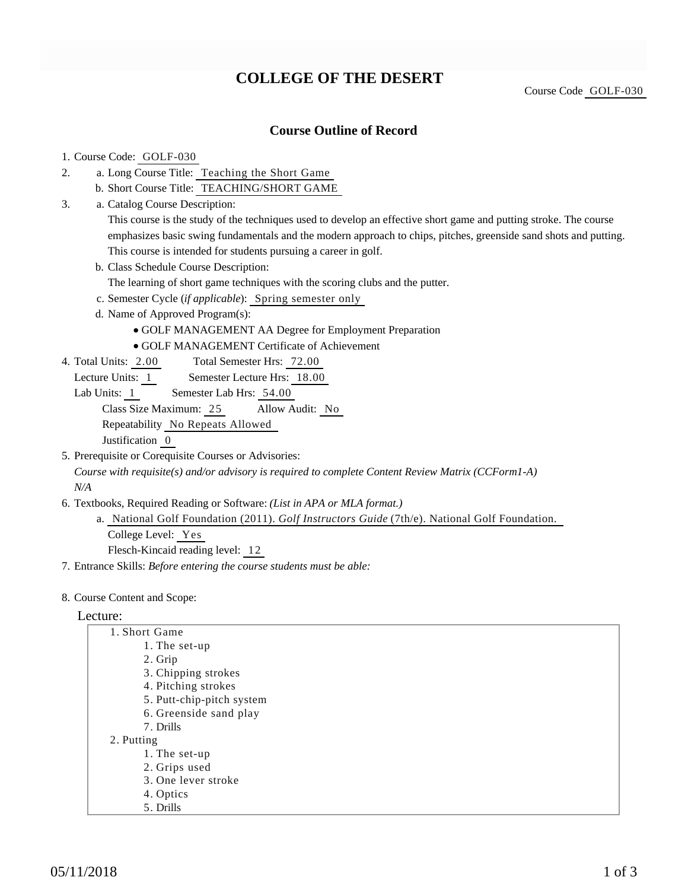# COLLEGE OF THE DESERT

Course Code GOLF-030

## Course Outline of Record

1. Course Code: GOLF-030
2. a. Long Course Title: Teaching the Short Game
   b. Short Course Title: TEACHING/SHORT GAME
3. a. Catalog Course Description:
   This course is the study of the techniques used to develop an effective short game and putting stroke. The course emphasizes basic swing fundamentals and the modern approach to chips, pitches, greenside sand shots and putting. This course is intended for students pursuing a career in golf.
   b. Class Schedule Course Description:
   The learning of short game techniques with the scoring clubs and the putter.
   c. Semester Cycle (*if applicable*): Spring semester only
   d. Name of Approved Program(s):
      - GOLF MANAGEMENT AA Degree for Employment Preparation
      - GOLF MANAGEMENT Certificate of Achievement
4. Total Units: 2.00 Total Semester Hrs: 72.00
   Lecture Units: 1 Semester Lecture Hrs: 18.00
   Lab Units: 1 Semester Lab Hrs: 54.00
   Class Size Maximum: 25 Allow Audit: No
   Repeatability No Repeats Allowed
   Justification 0
5. Prerequisite or Corequisite Courses or Advisories:
   *Course with requisite(s) and/or advisory is required to complete Content Review Matrix (CCForm1-A)*
   *N/A*
6. Textbooks, Required Reading or Software: *(List in APA or MLA format.)*
   a. National Golf Foundation (2011). *Golf Instructors Guide* (7th/e). National Golf Foundation.
      College Level: Yes
      Flesch-Kincaid reading level: 12
7. Entrance Skills: *Before entering the course students must be able:*
8. Course Content and Scope:

Lecture:

1. Short Game
   1. The set-up
   2. Grip
   3. Chipping strokes
   4. Pitching strokes
   5. Putt-chip-pitch system
   6. Greenside sand play
   7. Drills
2. Putting
   1. The set-up
   2. Grips used
   3. One lever stroke
   4. Optics
   5. Drills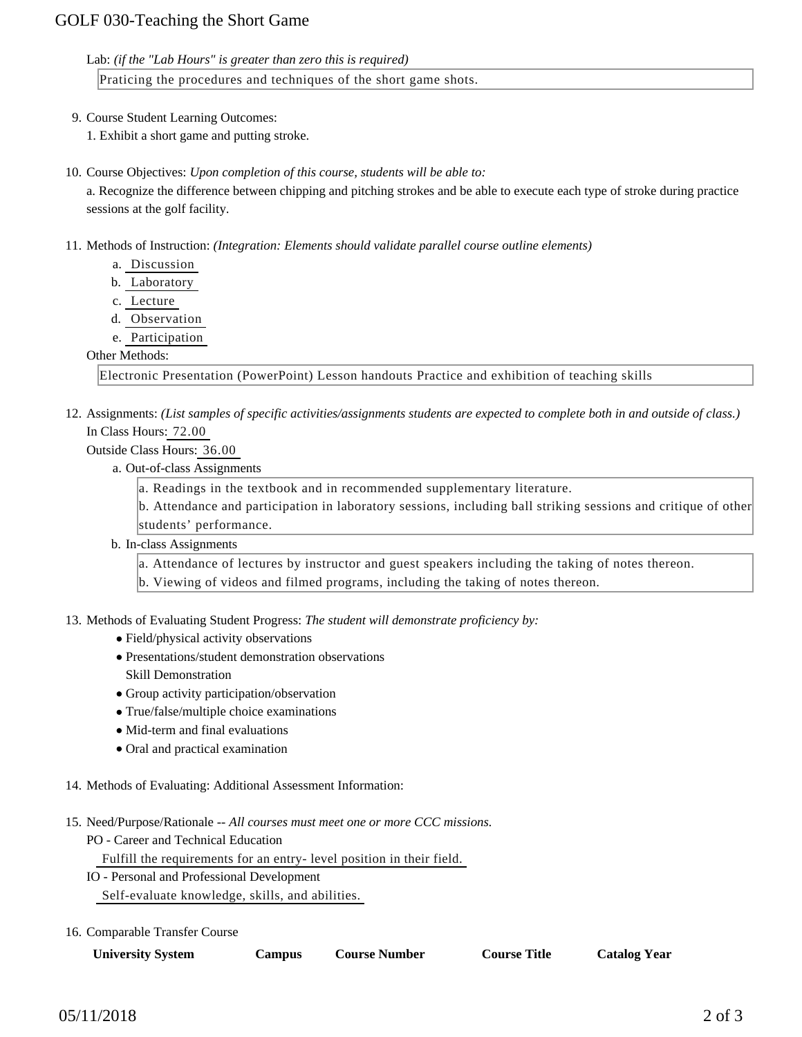Lab: *(if the "Lab Hours" is greater than zero this is required)*

Praticing the procedures and techniques of the short game shots.

9. Course Student Learning Outcomes:

   1. Exhibit a short game and putting stroke.

10. Course Objectives: *Upon completion of this course, students will be able to:*

    a. Recognize the difference between chipping and pitching strokes and be able to execute each type of stroke during practice sessions at the golf facility.

11. Methods of Instruction: *(Integration: Elements should validate parallel course outline elements)*

    a. Discussion
    b. Laboratory
    c. Lecture
    d. Observation
    e. Participation

    Other Methods:

    Electronic Presentation (PowerPoint) Lesson handouts Practice and exhibition of teaching skills

12. Assignments: *(List samples of specific activities/assignments students are expected to complete both in and outside of class.)*

    In Class Hours: 72.00

    Outside Class Hours: 36.00

    a. Out-of-class Assignments

       a. Readings in the textbook and in recommended supplementary literature.
       b. Attendance and participation in laboratory sessions, including ball striking sessions and critique of other students' performance.

    b. In-class Assignments

       a. Attendance of lectures by instructor and guest speakers including the taking of notes thereon.
       b. Viewing of videos and filmed programs, including the taking of notes thereon.

13. Methods of Evaluating Student Progress: *The student will demonstrate proficiency by:*

    - Field/physical activity observations
    - Presentations/student demonstration observations
      Skill Demonstration
    - Group activity participation/observation
    - True/false/multiple choice examinations
    - Mid-term and final evaluations
    - Oral and practical examination

14. Methods of Evaluating: Additional Assessment Information:

15. Need/Purpose/Rationale -- *All courses must meet one or more CCC missions.*

    PO - Career and Technical Education

    Fulfill the requirements for an entry- level position in their field.

    IO - Personal and Professional Development

    Self-evaluate knowledge, skills, and abilities.

16. Comparable Transfer Course

| University System | Campus | Course Number | Course Title | Catalog Year |
| --- | --- | --- | --- | --- |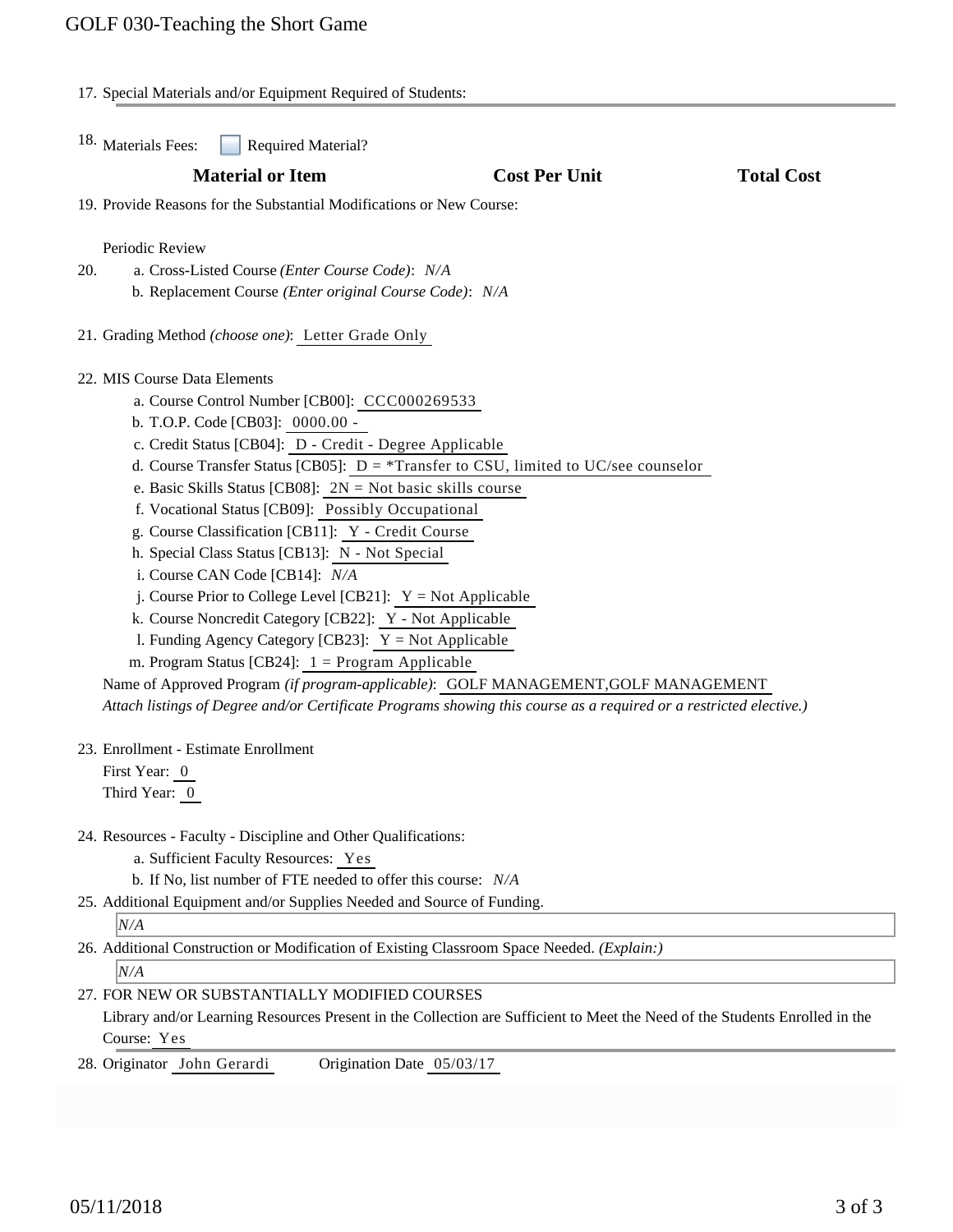17. Special Materials and/or Equipment Required of Students:

18. Materials Fees: ☐ Required Material?

| Material or Item | Cost Per Unit | Total Cost |
| --- | --- | --- |

19. Provide Reasons for the Substantial Modifications or New Course:

    Periodic Review

20. a. Cross-Listed Course *(Enter Course Code)*: *N/A*
    b. Replacement Course *(Enter original Course Code)*: *N/A*

21. Grading Method *(choose one)*: Letter Grade Only

22. MIS Course Data Elements
    a. Course Control Number [CB00]: CCC000269533
    b. T.O.P. Code [CB03]: 0000.00 -
    c. Credit Status [CB04]: D - Credit - Degree Applicable
    d. Course Transfer Status [CB05]: D = *Transfer to CSU, limited to UC/see counselor
    e. Basic Skills Status [CB08]: 2N = Not basic skills course
    f. Vocational Status [CB09]: Possibly Occupational
    g. Course Classification [CB11]: Y - Credit Course
    h. Special Class Status [CB13]: N - Not Special
    i. Course CAN Code [CB14]: *N/A*
    j. Course Prior to College Level [CB21]: Y = Not Applicable
    k. Course Noncredit Category [CB22]: Y - Not Applicable
    l. Funding Agency Category [CB23]: Y = Not Applicable
    m. Program Status [CB24]: 1 = Program Applicable

    Name of Approved Program *(if program-applicable)*: GOLF MANAGEMENT,GOLF MANAGEMENT

    *Attach listings of Degree and/or Certificate Programs showing this course as a required or a restricted elective.)*

23. Enrollment - Estimate Enrollment
    First Year: 0
    Third Year: 0

24. Resources - Faculty - Discipline and Other Qualifications:
    a. Sufficient Faculty Resources: Yes
    b. If No, list number of FTE needed to offer this course: *N/A*

25. Additional Equipment and/or Supplies Needed and Source of Funding.

    *N/A*

26. Additional Construction or Modification of Existing Classroom Space Needed. *(Explain:)*

    *N/A*

27. FOR NEW OR SUBSTANTIALLY MODIFIED COURSES
    Library and/or Learning Resources Present in the Collection are Sufficient to Meet the Need of the Students Enrolled in the Course: Yes

28. Originator John Gerardi Origination Date 05/03/17